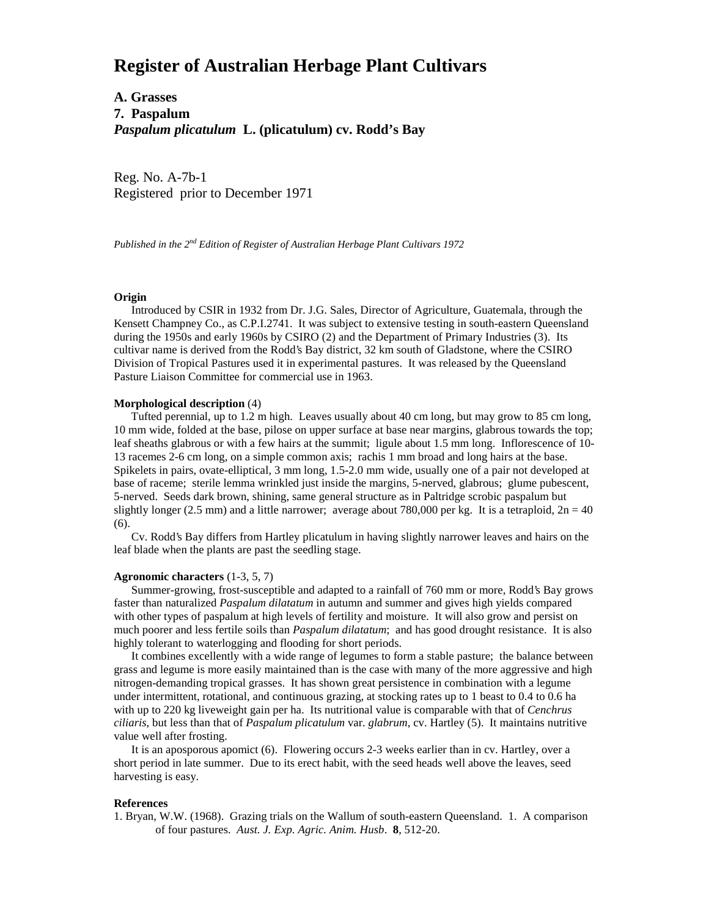# Register of Australian Herbage Plant Cultivars

**A. Grasses**
**7. Paspalum**
***Paspalum plicatulum* L. (plicatulum) cv. Rodd's Bay**

Reg. No. A-7b-1
Registered prior to December 1971

*Published in the 2nd Edition of Register of Australian Herbage Plant Cultivars 1972*

**Origin**

Introduced by CSIR in 1932 from Dr. J.G. Sales, Director of Agriculture, Guatemala, through the Kensett Champney Co., as C.P.I.2741. It was subject to extensive testing in south-eastern Queensland during the 1950s and early 1960s by CSIRO (2) and the Department of Primary Industries (3). Its cultivar name is derived from the Rodd's Bay district, 32 km south of Gladstone, where the CSIRO Division of Tropical Pastures used it in experimental pastures. It was released by the Queensland Pasture Liaison Committee for commercial use in 1963.

**Morphological description** (4)

Tufted perennial, up to 1.2 m high. Leaves usually about 40 cm long, but may grow to 85 cm long, 10 mm wide, folded at the base, pilose on upper surface at base near margins, glabrous towards the top; leaf sheaths glabrous or with a few hairs at the summit; ligule about 1.5 mm long. Inflorescence of 10-13 racemes 2-6 cm long, on a simple common axis; rachis 1 mm broad and long hairs at the base. Spikelets in pairs, ovate-elliptical, 3 mm long, 1.5-2.0 mm wide, usually one of a pair not developed at base of raceme; sterile lemma wrinkled just inside the margins, 5-nerved, glabrous; glume pubescent, 5-nerved. Seeds dark brown, shining, same general structure as in Paltridge scrobic paspalum but slightly longer (2.5 mm) and a little narrower; average about 780,000 per kg. It is a tetraploid, $2n = 40$ (6).

Cv. Rodd's Bay differs from Hartley plicatulum in having slightly narrower leaves and hairs on the leaf blade when the plants are past the seedling stage.

**Agronomic characters** (1-3, 5, 7)

Summer-growing, frost-susceptible and adapted to a rainfall of 760 mm or more, Rodd's Bay grows faster than naturalized *Paspalum dilatatum* in autumn and summer and gives high yields compared with other types of paspalum at high levels of fertility and moisture. It will also grow and persist on much poorer and less fertile soils than *Paspalum dilatatum*; and has good drought resistance. It is also highly tolerant to waterlogging and flooding for short periods.

It combines excellently with a wide range of legumes to form a stable pasture; the balance between grass and legume is more easily maintained than is the case with many of the more aggressive and high nitrogen-demanding tropical grasses. It has shown great persistence in combination with a legume under intermittent, rotational, and continuous grazing, at stocking rates up to 1 beast to 0.4 to 0.6 ha with up to 220 kg liveweight gain per ha. Its nutritional value is comparable with that of *Cenchrus ciliaris*, but less than that of *Paspalum plicatulum* var. *glabrum*, cv. Hartley (5). It maintains nutritive value well after frosting.

It is an aposporous apomict (6). Flowering occurs 2-3 weeks earlier than in cv. Hartley, over a short period in late summer. Due to its erect habit, with the seed heads well above the leaves, seed harvesting is easy.

**References**

1. Bryan, W.W. (1968). Grazing trials on the Wallum of south-eastern Queensland. 1. A comparison of four pastures. *Aust. J. Exp. Agric. Anim. Husb*. **8**, 512-20.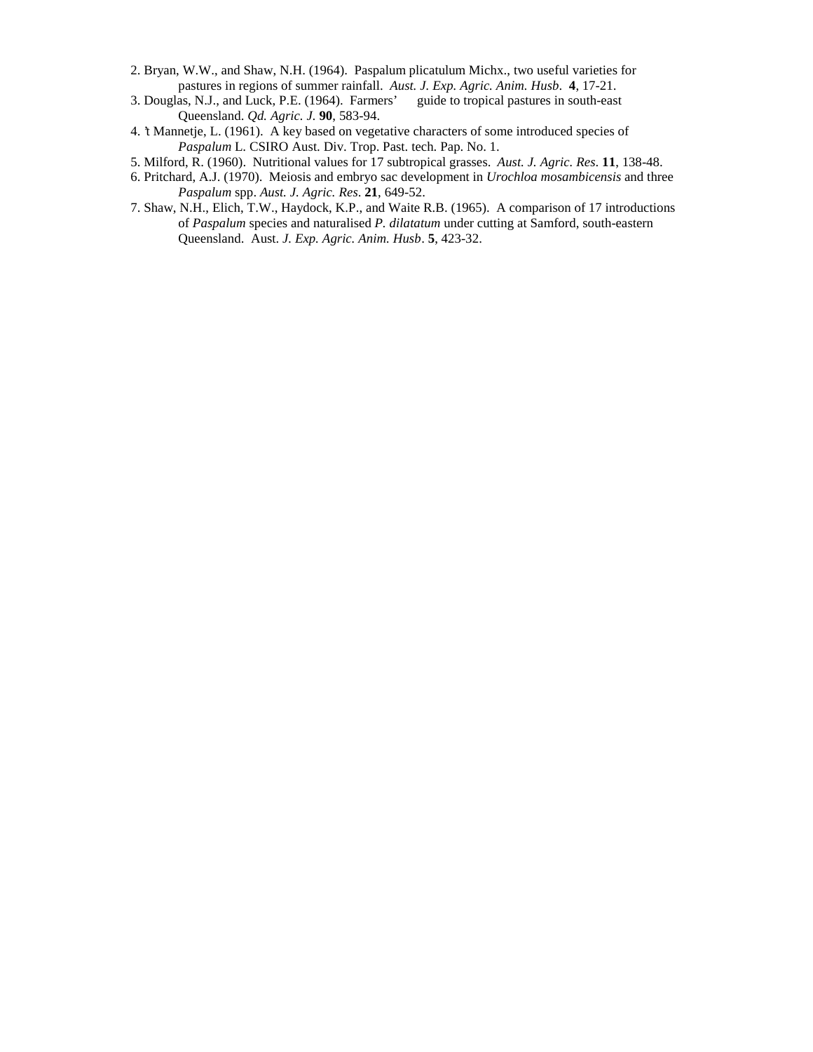2. Bryan, W.W., and Shaw, N.H. (1964). Paspalum plicatulum Michx., two useful varieties for pastures in regions of summer rainfall. *Aust. J. Exp. Agric. Anim. Husb*. **4**, 17-21.
3. Douglas, N.J., and Luck, P.E. (1964). Farmers' guide to tropical pastures in south-east Queensland. *Qd. Agric. J.* **90**, 583-94.
4. 't Mannetje, L. (1961). A key based on vegetative characters of some introduced species of *Paspalum* L. CSIRO Aust. Div. Trop. Past. tech. Pap. No. 1.
5. Milford, R. (1960). Nutritional values for 17 subtropical grasses. *Aust. J. Agric. Res*. **11**, 138-48.
6. Pritchard, A.J. (1970). Meiosis and embryo sac development in *Urochloa mosambicensis* and three *Paspalum* spp. *Aust. J. Agric. Res*. **21**, 649-52.
7. Shaw, N.H., Elich, T.W., Haydock, K.P., and Waite R.B. (1965). A comparison of 17 introductions of *Paspalum* species and naturalised *P. dilatatum* under cutting at Samford, south-eastern Queensland. Aust. *J. Exp. Agric. Anim. Husb*. **5**, 423-32.